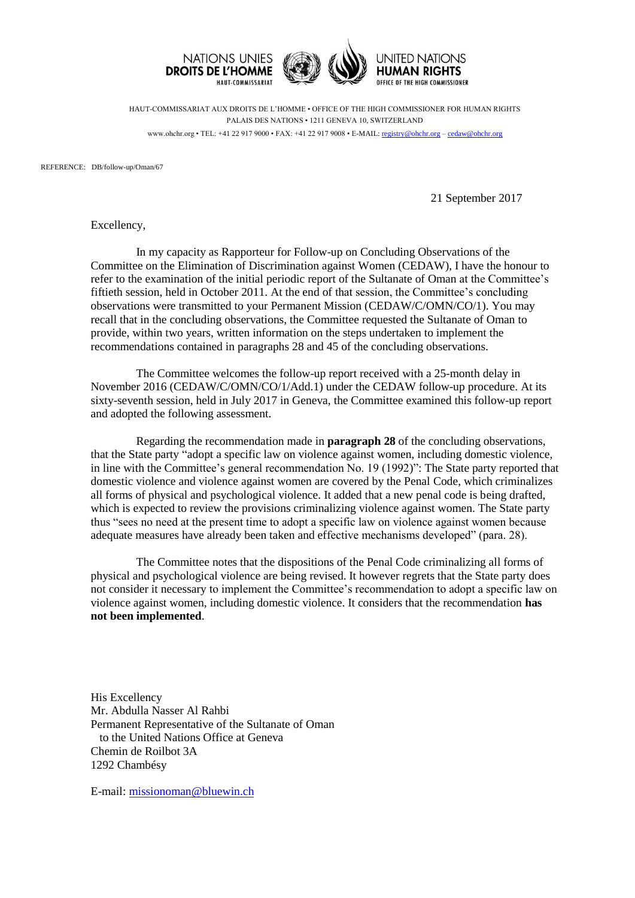NATIONS UNIES
**DROITS DE L'HOMME**
HAUT-COMMISSARIAT

UNITED NATIONS
**HUMAN RIGHTS**
OFFICE OF THE HIGH COMMISSIONER

HAUT-COMMISSARIAT AUX DROITS DE L'HOMME • OFFICE OF THE HIGH COMMISSIONER FOR HUMAN RIGHTS
PALAIS DES NATIONS • 1211 GENEVA 10, SWITZERLAND
www.ohchr.org • TEL: +41 22 917 9000 • FAX: +41 22 917 9008 • E-MAIL: registry@ohchr.org – cedaw@ohchr.org

REFERENCE: DB/follow-up/Oman/67

21 September 2017

Excellency,

In my capacity as Rapporteur for Follow-up on Concluding Observations of the Committee on the Elimination of Discrimination against Women (CEDAW), I have the honour to refer to the examination of the initial periodic report of the Sultanate of Oman at the Committee's fiftieth session, held in October 2011. At the end of that session, the Committee's concluding observations were transmitted to your Permanent Mission (CEDAW/C/OMN/CO/1). You may recall that in the concluding observations, the Committee requested the Sultanate of Oman to provide, within two years, written information on the steps undertaken to implement the recommendations contained in paragraphs 28 and 45 of the concluding observations.

The Committee welcomes the follow-up report received with a 25-month delay in November 2016 (CEDAW/C/OMN/CO/1/Add.1) under the CEDAW follow-up procedure. At its sixty-seventh session, held in July 2017 in Geneva, the Committee examined this follow-up report and adopted the following assessment.

Regarding the recommendation made in **paragraph 28** of the concluding observations, that the State party "adopt a specific law on violence against women, including domestic violence, in line with the Committee's general recommendation No. 19 (1992)": The State party reported that domestic violence and violence against women are covered by the Penal Code, which criminalizes all forms of physical and psychological violence. It added that a new penal code is being drafted, which is expected to review the provisions criminalizing violence against women. The State party thus "sees no need at the present time to adopt a specific law on violence against women because adequate measures have already been taken and effective mechanisms developed" (para. 28).

The Committee notes that the dispositions of the Penal Code criminalizing all forms of physical and psychological violence are being revised. It however regrets that the State party does not consider it necessary to implement the Committee's recommendation to adopt a specific law on violence against women, including domestic violence. It considers that the recommendation **has not been implemented**.

His Excellency
Mr. Abdulla Nasser Al Rahbi
Permanent Representative of the Sultanate of Oman
to the United Nations Office at Geneva
Chemin de Roilbot 3A
1292 Chambésy

E-mail: missionoman@bluewin.ch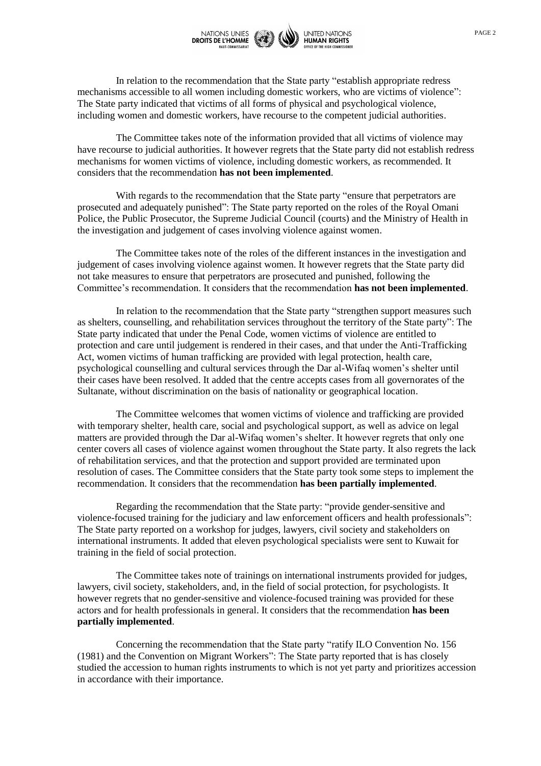In relation to the recommendation that the State party "establish appropriate redress mechanisms accessible to all women including domestic workers, who are victims of violence": The State party indicated that victims of all forms of physical and psychological violence, including women and domestic workers, have recourse to the competent judicial authorities.

The Committee takes note of the information provided that all victims of violence may have recourse to judicial authorities. It however regrets that the State party did not establish redress mechanisms for women victims of violence, including domestic workers, as recommended. It considers that the recommendation **has not been implemented**.

With regards to the recommendation that the State party "ensure that perpetrators are prosecuted and adequately punished": The State party reported on the roles of the Royal Omani Police, the Public Prosecutor, the Supreme Judicial Council (courts) and the Ministry of Health in the investigation and judgement of cases involving violence against women.

The Committee takes note of the roles of the different instances in the investigation and judgement of cases involving violence against women. It however regrets that the State party did not take measures to ensure that perpetrators are prosecuted and punished, following the Committee's recommendation. It considers that the recommendation **has not been implemented**.

In relation to the recommendation that the State party "strengthen support measures such as shelters, counselling, and rehabilitation services throughout the territory of the State party": The State party indicated that under the Penal Code, women victims of violence are entitled to protection and care until judgement is rendered in their cases, and that under the Anti-Trafficking Act, women victims of human trafficking are provided with legal protection, health care, psychological counselling and cultural services through the Dar al-Wifaq women's shelter until their cases have been resolved. It added that the centre accepts cases from all governorates of the Sultanate, without discrimination on the basis of nationality or geographical location.

The Committee welcomes that women victims of violence and trafficking are provided with temporary shelter, health care, social and psychological support, as well as advice on legal matters are provided through the Dar al-Wifaq women's shelter. It however regrets that only one center covers all cases of violence against women throughout the State party. It also regrets the lack of rehabilitation services, and that the protection and support provided are terminated upon resolution of cases. The Committee considers that the State party took some steps to implement the recommendation. It considers that the recommendation **has been partially implemented**.

Regarding the recommendation that the State party: "provide gender-sensitive and violence-focused training for the judiciary and law enforcement officers and health professionals": The State party reported on a workshop for judges, lawyers, civil society and stakeholders on international instruments. It added that eleven psychological specialists were sent to Kuwait for training in the field of social protection.

The Committee takes note of trainings on international instruments provided for judges, lawyers, civil society, stakeholders, and, in the field of social protection, for psychologists. It however regrets that no gender-sensitive and violence-focused training was provided for these actors and for health professionals in general. It considers that the recommendation **has been partially implemented**.

Concerning the recommendation that the State party "ratify ILO Convention No. 156 (1981) and the Convention on Migrant Workers": The State party reported that is has closely studied the accession to human rights instruments to which is not yet party and prioritizes accession in accordance with their importance.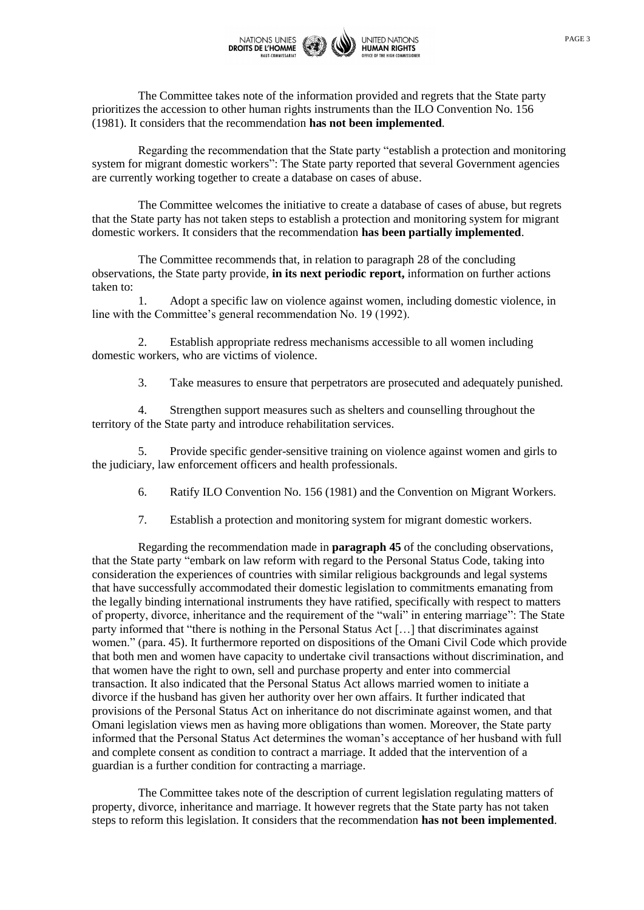The Committee takes note of the information provided and regrets that the State party prioritizes the accession to other human rights instruments than the ILO Convention No. 156 (1981). It considers that the recommendation **has not been implemented**.

Regarding the recommendation that the State party "establish a protection and monitoring system for migrant domestic workers": The State party reported that several Government agencies are currently working together to create a database on cases of abuse.

The Committee welcomes the initiative to create a database of cases of abuse, but regrets that the State party has not taken steps to establish a protection and monitoring system for migrant domestic workers. It considers that the recommendation **has been partially implemented**.

The Committee recommends that, in relation to paragraph 28 of the concluding observations, the State party provide, **in its next periodic report,** information on further actions taken to:

1. Adopt a specific law on violence against women, including domestic violence, in line with the Committee's general recommendation No. 19 (1992).

2. Establish appropriate redress mechanisms accessible to all women including domestic workers, who are victims of violence.

3. Take measures to ensure that perpetrators are prosecuted and adequately punished.

4. Strengthen support measures such as shelters and counselling throughout the territory of the State party and introduce rehabilitation services.

5. Provide specific gender-sensitive training on violence against women and girls to the judiciary, law enforcement officers and health professionals.

6. Ratify ILO Convention No. 156 (1981) and the Convention on Migrant Workers.

7. Establish a protection and monitoring system for migrant domestic workers.

Regarding the recommendation made in **paragraph 45** of the concluding observations, that the State party "embark on law reform with regard to the Personal Status Code, taking into consideration the experiences of countries with similar religious backgrounds and legal systems that have successfully accommodated their domestic legislation to commitments emanating from the legally binding international instruments they have ratified, specifically with respect to matters of property, divorce, inheritance and the requirement of the "wali" in entering marriage": The State party informed that "there is nothing in the Personal Status Act […] that discriminates against women." (para. 45). It furthermore reported on dispositions of the Omani Civil Code which provide that both men and women have capacity to undertake civil transactions without discrimination, and that women have the right to own, sell and purchase property and enter into commercial transaction. It also indicated that the Personal Status Act allows married women to initiate a divorce if the husband has given her authority over her own affairs. It further indicated that provisions of the Personal Status Act on inheritance do not discriminate against women, and that Omani legislation views men as having more obligations than women. Moreover, the State party informed that the Personal Status Act determines the woman's acceptance of her husband with full and complete consent as condition to contract a marriage. It added that the intervention of a guardian is a further condition for contracting a marriage.

The Committee takes note of the description of current legislation regulating matters of property, divorce, inheritance and marriage. It however regrets that the State party has not taken steps to reform this legislation. It considers that the recommendation **has not been implemented**.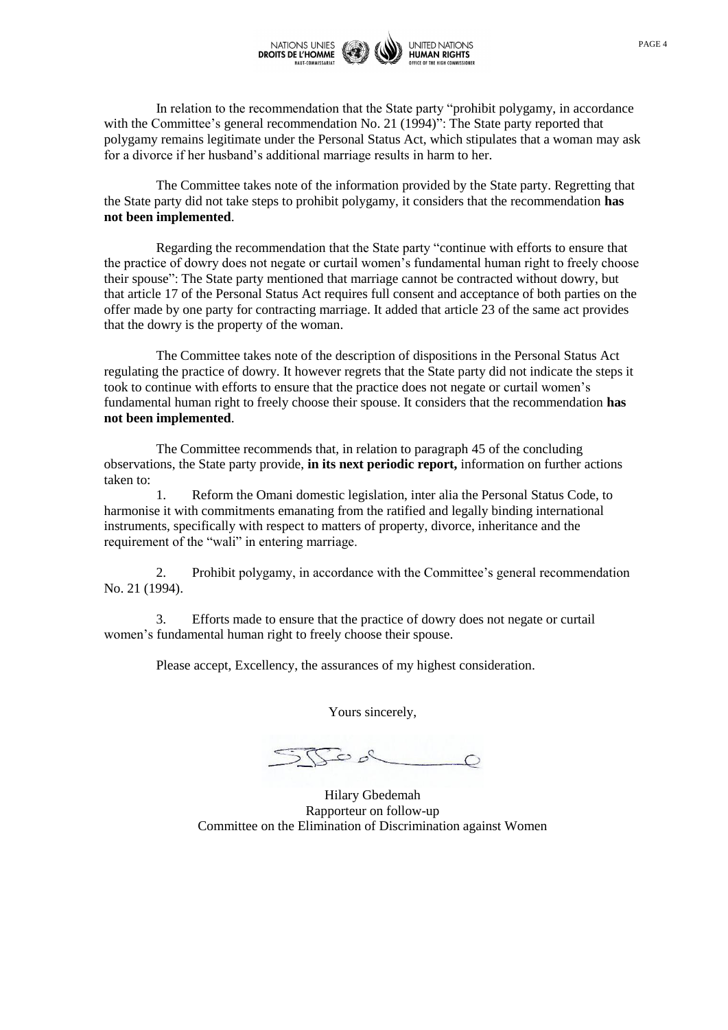In relation to the recommendation that the State party "prohibit polygamy, in accordance with the Committee's general recommendation No. 21 (1994)": The State party reported that polygamy remains legitimate under the Personal Status Act, which stipulates that a woman may ask for a divorce if her husband's additional marriage results in harm to her.

The Committee takes note of the information provided by the State party. Regretting that the State party did not take steps to prohibit polygamy, it considers that the recommendation **has not been implemented**.

Regarding the recommendation that the State party "continue with efforts to ensure that the practice of dowry does not negate or curtail women's fundamental human right to freely choose their spouse": The State party mentioned that marriage cannot be contracted without dowry, but that article 17 of the Personal Status Act requires full consent and acceptance of both parties on the offer made by one party for contracting marriage. It added that article 23 of the same act provides that the dowry is the property of the woman.

The Committee takes note of the description of dispositions in the Personal Status Act regulating the practice of dowry. It however regrets that the State party did not indicate the steps it took to continue with efforts to ensure that the practice does not negate or curtail women's fundamental human right to freely choose their spouse. It considers that the recommendation **has not been implemented**.

The Committee recommends that, in relation to paragraph 45 of the concluding observations, the State party provide, **in its next periodic report,** information on further actions taken to:

1. Reform the Omani domestic legislation, inter alia the Personal Status Code, to harmonise it with commitments emanating from the ratified and legally binding international instruments, specifically with respect to matters of property, divorce, inheritance and the requirement of the "wali" in entering marriage.

2. Prohibit polygamy, in accordance with the Committee's general recommendation No. 21 (1994).

3. Efforts made to ensure that the practice of dowry does not negate or curtail women's fundamental human right to freely choose their spouse.

Please accept, Excellency, the assurances of my highest consideration.

Yours sincerely,

Hilary Gbedemah
Rapporteur on follow-up
Committee on the Elimination of Discrimination against Women